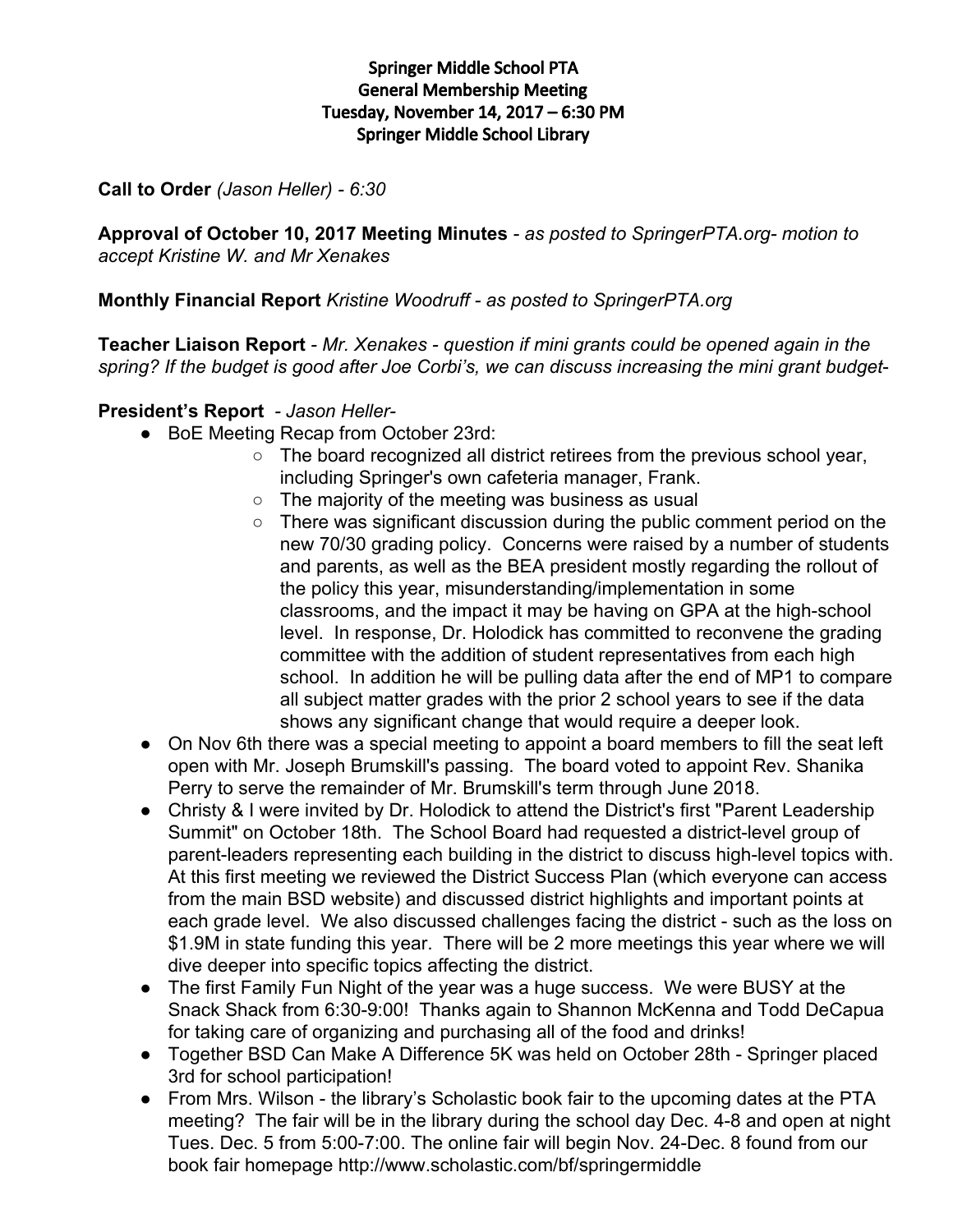# Springer Middle School PTA
## General Membership Meeting
## Tuesday, November 14, 2017 – 6:30 PM
## Springer Middle School Library

**Call to Order** *(Jason Heller) - 6:30*

**Approval of October 10, 2017 Meeting Minutes** - *as posted to SpringerPTA.org- motion to accept Kristine W. and Mr Xenakes*

**Monthly Financial Report** *Kristine Woodruff - as posted to SpringerPTA.org*

**Teacher Liaison Report** - *Mr. Xenakes - question if mini grants could be opened again in the spring? If the budget is good after Joe Corbi's, we can discuss increasing the mini grant budget-*

**President's Report** - *Jason Heller-*

- BoE Meeting Recap from October 23rd:
  - The board recognized all district retirees from the previous school year, including Springer's own cafeteria manager, Frank.
  - The majority of the meeting was business as usual
  - There was significant discussion during the public comment period on the new 70/30 grading policy. Concerns were raised by a number of students and parents, as well as the BEA president mostly regarding the rollout of the policy this year, misunderstanding/implementation in some classrooms, and the impact it may be having on GPA at the high-school level. In response, Dr. Holodick has committed to reconvene the grading committee with the addition of student representatives from each high school. In addition he will be pulling data after the end of MP1 to compare all subject matter grades with the prior 2 school years to see if the data shows any significant change that would require a deeper look.
- On Nov 6th there was a special meeting to appoint a board members to fill the seat left open with Mr. Joseph Brumskill's passing. The board voted to appoint Rev. Shanika Perry to serve the remainder of Mr. Brumskill's term through June 2018.
- Christy & I were invited by Dr. Holodick to attend the District's first "Parent Leadership Summit" on October 18th. The School Board had requested a district-level group of parent-leaders representing each building in the district to discuss high-level topics with. At this first meeting we reviewed the District Success Plan (which everyone can access from the main BSD website) and discussed district highlights and important points at each grade level. We also discussed challenges facing the district - such as the loss on $1.9M in state funding this year. There will be 2 more meetings this year where we will dive deeper into specific topics affecting the district.
- The first Family Fun Night of the year was a huge success. We were BUSY at the Snack Shack from 6:30-9:00! Thanks again to Shannon McKenna and Todd DeCapua for taking care of organizing and purchasing all of the food and drinks!
- Together BSD Can Make A Difference 5K was held on October 28th - Springer placed 3rd for school participation!
- From Mrs. Wilson - the library's Scholastic book fair to the upcoming dates at the PTA meeting? The fair will be in the library during the school day Dec. 4-8 and open at night Tues. Dec. 5 from 5:00-7:00. The online fair will begin Nov. 24-Dec. 8 found from our book fair homepage http://www.scholastic.com/bf/springermiddle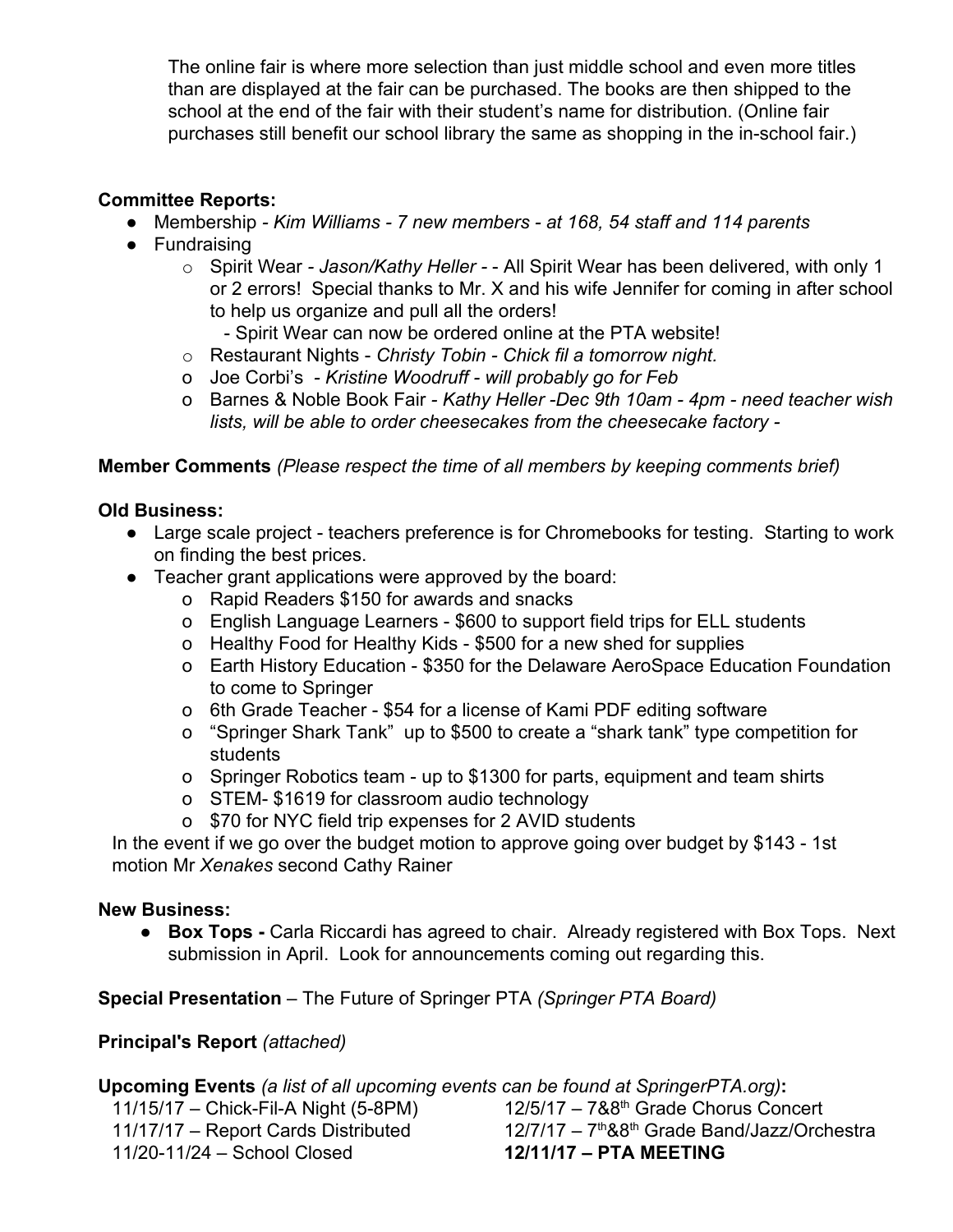The online fair is where more selection than just middle school and even more titles than are displayed at the fair can be purchased. The books are then shipped to the school at the end of the fair with their student's name for distribution. (Online fair purchases still benefit our school library the same as shopping in the in-school fair.)

**Committee Reports:**

- Membership - *Kim Williams - 7 new members - at 168, 54 staff and 114 parents*
- Fundraising
  - Spirit Wear - *Jason/Kathy Heller* - - All Spirit Wear has been delivered, with only 1 or 2 errors! Special thanks to Mr. X and his wife Jennifer for coming in after school to help us organize and pull all the orders!
    - Spirit Wear can now be ordered online at the PTA website!
  - Restaurant Nights - *Christy Tobin - Chick fil a tomorrow night.*
  - Joe Corbi's - *Kristine Woodruff - will probably go for Feb*
  - Barnes & Noble Book Fair - *Kathy Heller -Dec 9th 10am - 4pm - need teacher wish lists, will be able to order cheesecakes from the cheesecake factory -*

**Member Comments** *(Please respect the time of all members by keeping comments brief)*

**Old Business:**

- Large scale project - teachers preference is for Chromebooks for testing. Starting to work on finding the best prices.
- Teacher grant applications were approved by the board:
  - Rapid Readers $150 for awards and snacks
  - English Language Learners - $600 to support field trips for ELL students
  - Healthy Food for Healthy Kids - $500 for a new shed for supplies
  - Earth History Education - $350 for the Delaware AeroSpace Education Foundation to come to Springer
  - 6th Grade Teacher - $54 for a license of Kami PDF editing software
  - "Springer Shark Tank" up to $500 to create a "shark tank" type competition for students
  - Springer Robotics team - up to $1300 for parts, equipment and team shirts
  - STEM- $1619 for classroom audio technology
  - $70 for NYC field trip expenses for 2 AVID students

In the event if we go over the budget motion to approve going over budget by $143 - 1st motion Mr *Xenakes* second Cathy Rainer

**New Business:**

- **Box Tops -** Carla Riccardi has agreed to chair. Already registered with Box Tops. Next submission in April. Look for announcements coming out regarding this.

**Special Presentation** – The Future of Springer PTA *(Springer PTA Board)*

**Principal's Report** *(attached)*

**Upcoming Events** *(a list of all upcoming events can be found at SpringerPTA.org)***:**

11/15/17 – Chick-Fil-A Night (5-8PM)
11/17/17 – Report Cards Distributed
11/20-11/24 – School Closed
12/5/17 – 7&8th Grade Chorus Concert
12/7/17 – 7th&8th Grade Band/Jazz/Orchestra
**12/11/17 – PTA MEETING**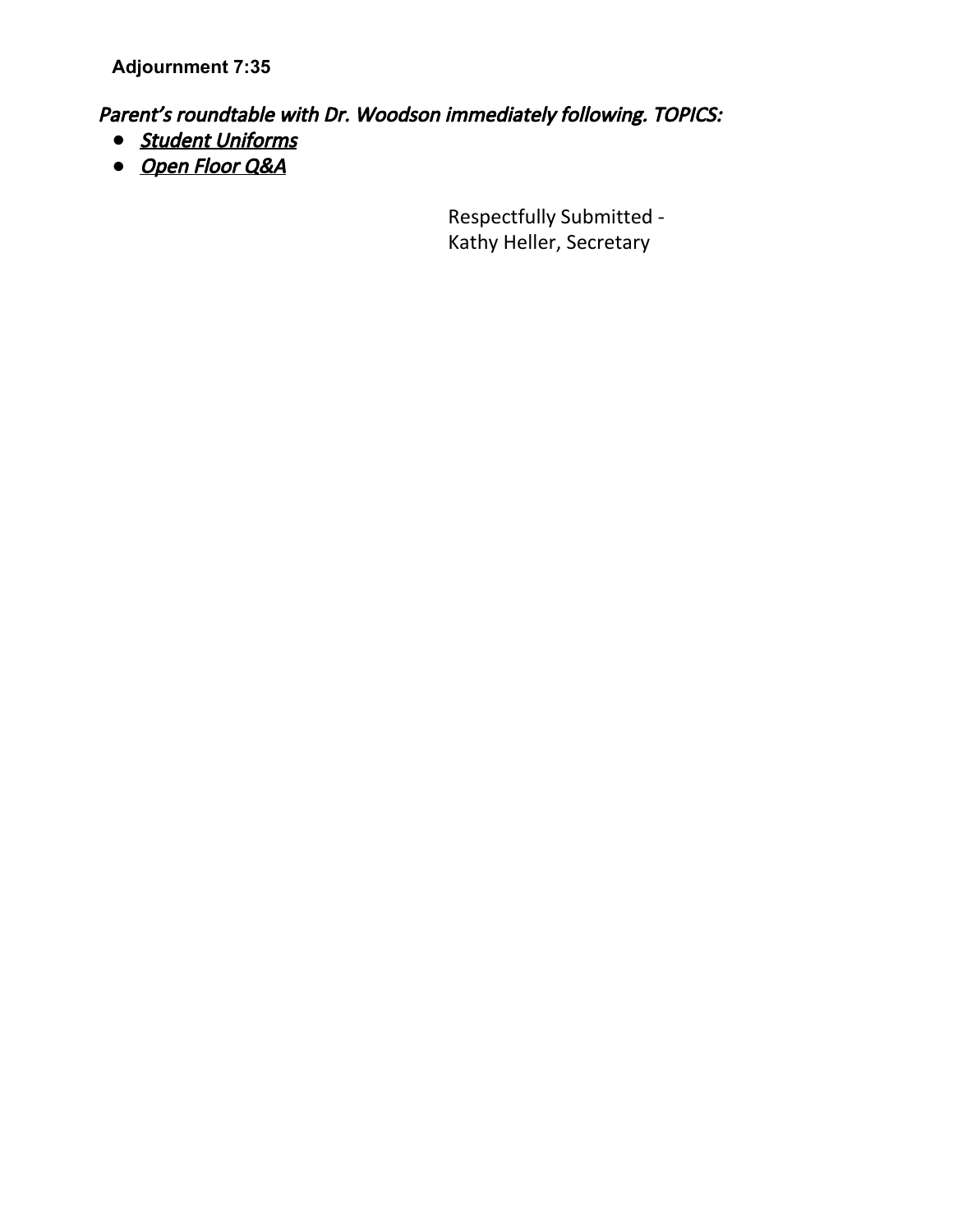**Adjournment 7:35**

*Parent's roundtable with Dr. Woodson immediately following. TOPICS:*

- ***Student Uniforms***
- ***Open Floor Q&A***

Respectfully Submitted -
Kathy Heller, Secretary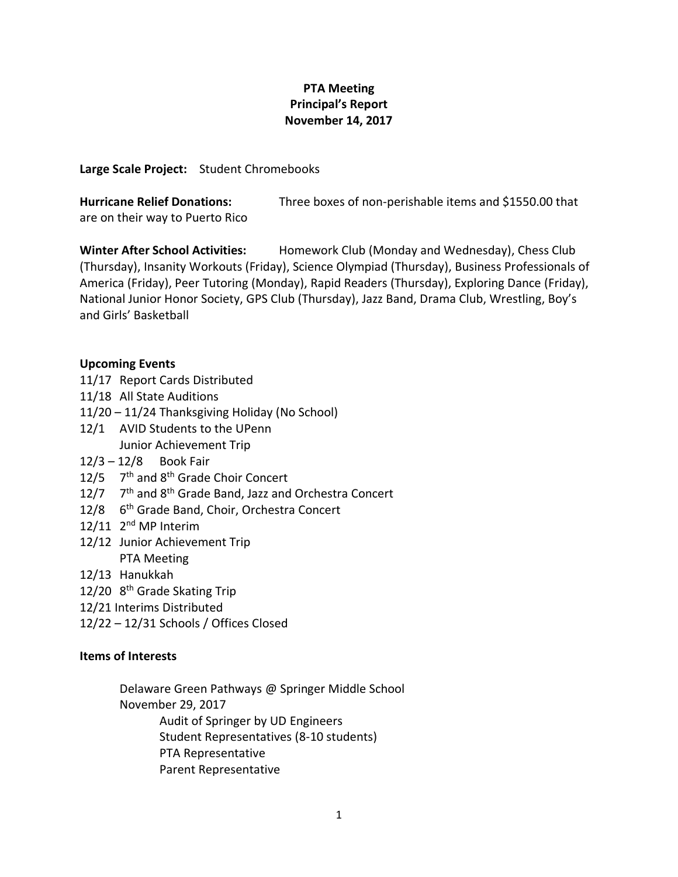**PTA Meeting**
**Principal's Report**
**November 14, 2017**

**Large Scale Project:** Student Chromebooks

**Hurricane Relief Donations:** Three boxes of non-perishable items and $1550.00 that are on their way to Puerto Rico

**Winter After School Activities:** Homework Club (Monday and Wednesday), Chess Club (Thursday), Insanity Workouts (Friday), Science Olympiad (Thursday), Business Professionals of America (Friday), Peer Tutoring (Monday), Rapid Readers (Thursday), Exploring Dance (Friday), National Junior Honor Society, GPS Club (Thursday), Jazz Band, Drama Club, Wrestling, Boy's and Girls' Basketball

**Upcoming Events**

11/17 Report Cards Distributed
11/18 All State Auditions
11/20 – 11/24 Thanksgiving Holiday (No School)
12/1 AVID Students to the UPenn
Junior Achievement Trip
12/3 – 12/8 Book Fair
12/5 7th and 8th Grade Choir Concert
12/7 7th and 8th Grade Band, Jazz and Orchestra Concert
12/8 6th Grade Band, Choir, Orchestra Concert
12/11 2nd MP Interim
12/12 Junior Achievement Trip
PTA Meeting
12/13 Hanukkah
12/20 8th Grade Skating Trip
12/21 Interims Distributed
12/22 – 12/31 Schools / Offices Closed

**Items of Interests**

Delaware Green Pathways @ Springer Middle School
November 29, 2017
- Audit of Springer by UD Engineers
- Student Representatives (8-10 students)
- PTA Representative
- Parent Representative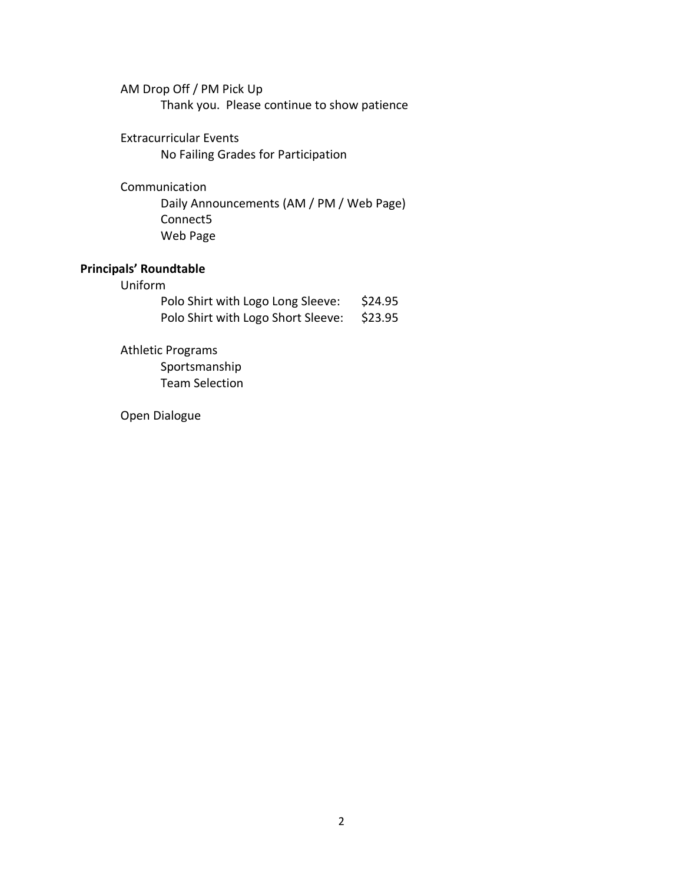AM Drop Off / PM Pick Up

- Thank you. Please continue to show patience

Extracurricular Events

- No Failing Grades for Participation

Communication

- Daily Announcements (AM / PM / Web Page)
- Connect5
- Web Page

**Principals' Roundtable**

Uniform

| | |
|---|---|
| Polo Shirt with Logo Long Sleeve: | $24.95 |
| Polo Shirt with Logo Short Sleeve: | $23.95 |

Athletic Programs

- Sportsmanship
- Team Selection

Open Dialogue